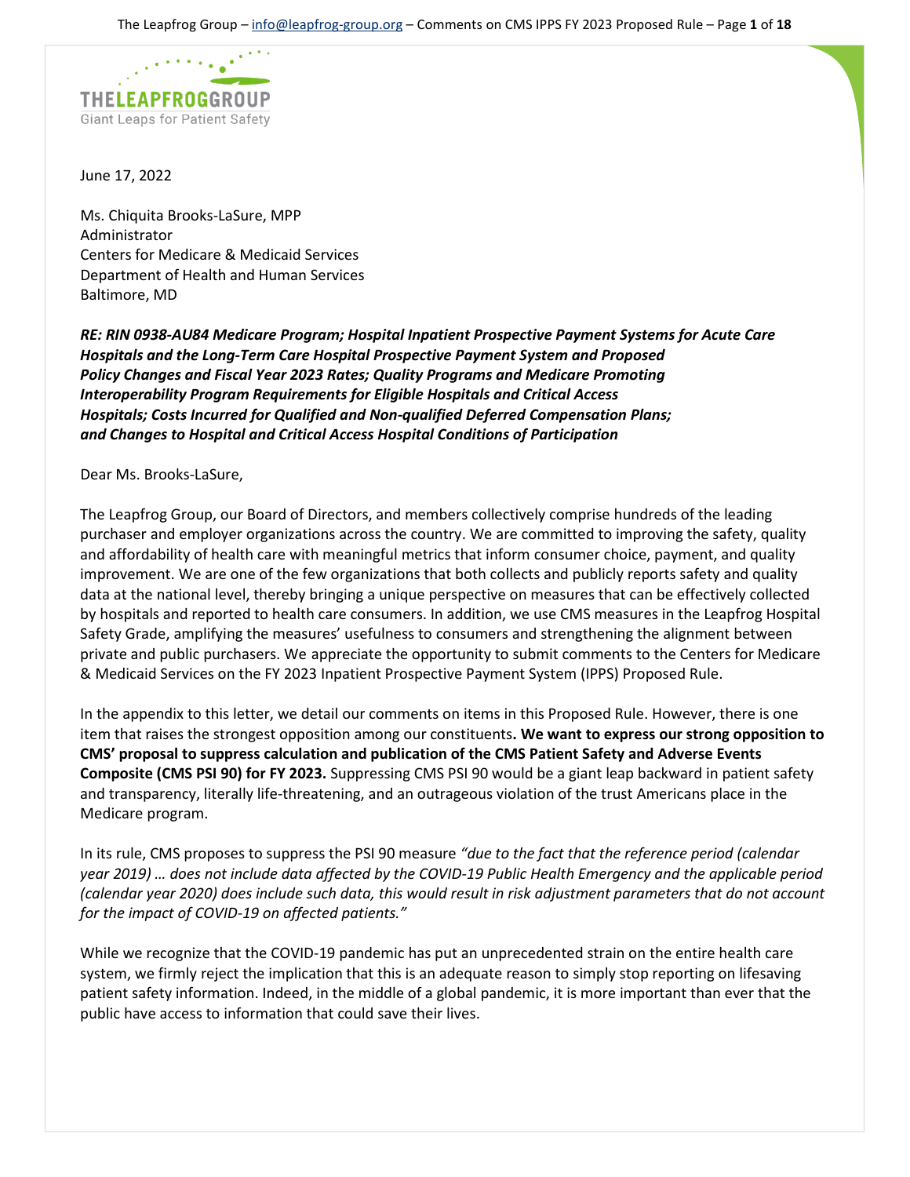THELEAPFROGGROUP
Giant Leaps for Patient Safety

June 17, 2022

Ms. Chiquita Brooks-LaSure, MPP
Administrator
Centers for Medicare & Medicaid Services
Department of Health and Human Services
Baltimore, MD

***RE: RIN 0938-AU84 Medicare Program; Hospital Inpatient Prospective Payment Systems for Acute Care Hospitals and the Long-Term Care Hospital Prospective Payment System and Proposed Policy Changes and Fiscal Year 2023 Rates; Quality Programs and Medicare Promoting Interoperability Program Requirements for Eligible Hospitals and Critical Access Hospitals; Costs Incurred for Qualified and Non-qualified Deferred Compensation Plans; and Changes to Hospital and Critical Access Hospital Conditions of Participation***

Dear Ms. Brooks-LaSure,

The Leapfrog Group, our Board of Directors, and members collectively comprise hundreds of the leading purchaser and employer organizations across the country. We are committed to improving the safety, quality and affordability of health care with meaningful metrics that inform consumer choice, payment, and quality improvement. We are one of the few organizations that both collects and publicly reports safety and quality data at the national level, thereby bringing a unique perspective on measures that can be effectively collected by hospitals and reported to health care consumers. In addition, we use CMS measures in the Leapfrog Hospital Safety Grade, amplifying the measures' usefulness to consumers and strengthening the alignment between private and public purchasers. We appreciate the opportunity to submit comments to the Centers for Medicare & Medicaid Services on the FY 2023 Inpatient Prospective Payment System (IPPS) Proposed Rule.

In the appendix to this letter, we detail our comments on items in this Proposed Rule. However, there is one item that raises the strongest opposition among our constituents**. We want to express our strong opposition to CMS' proposal to suppress calculation and publication of the CMS Patient Safety and Adverse Events Composite (CMS PSI 90) for FY 2023.** Suppressing CMS PSI 90 would be a giant leap backward in patient safety and transparency, literally life-threatening, and an outrageous violation of the trust Americans place in the Medicare program.

In its rule, CMS proposes to suppress the PSI 90 measure *"due to the fact that the reference period (calendar year 2019) … does not include data affected by the COVID-19 Public Health Emergency and the applicable period (calendar year 2020) does include such data, this would result in risk adjustment parameters that do not account for the impact of COVID-19 on affected patients."*

While we recognize that the COVID-19 pandemic has put an unprecedented strain on the entire health care system, we firmly reject the implication that this is an adequate reason to simply stop reporting on lifesaving patient safety information. Indeed, in the middle of a global pandemic, it is more important than ever that the public have access to information that could save their lives.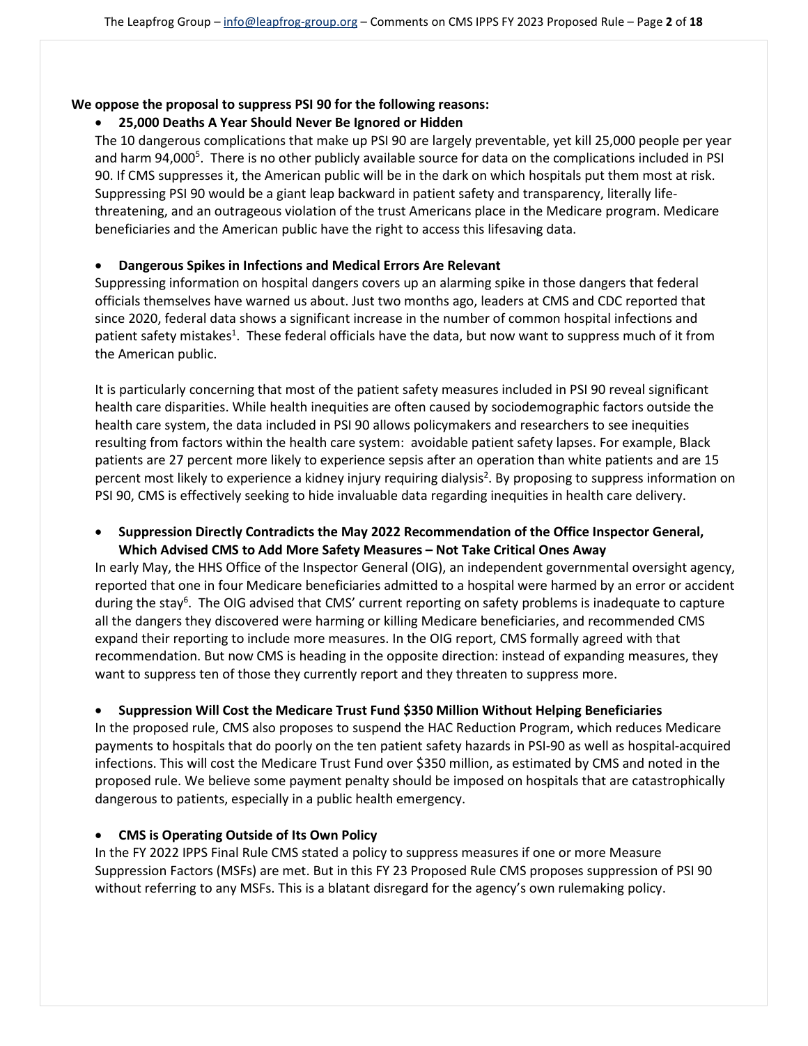**We oppose the proposal to suppress PSI 90 for the following reasons:**

- **25,000 Deaths A Year Should Never Be Ignored or Hidden**

The 10 dangerous complications that make up PSI 90 are largely preventable, yet kill 25,000 people per year and harm 94,000[5]. There is no other publicly available source for data on the complications included in PSI 90. If CMS suppresses it, the American public will be in the dark on which hospitals put them most at risk. Suppressing PSI 90 would be a giant leap backward in patient safety and transparency, literally life-threatening, and an outrageous violation of the trust Americans place in the Medicare program. Medicare beneficiaries and the American public have the right to access this lifesaving data.

- **Dangerous Spikes in Infections and Medical Errors Are Relevant**

Suppressing information on hospital dangers covers up an alarming spike in those dangers that federal officials themselves have warned us about. Just two months ago, leaders at CMS and CDC reported that since 2020, federal data shows a significant increase in the number of common hospital infections and patient safety mistakes[1]. These federal officials have the data, but now want to suppress much of it from the American public.

It is particularly concerning that most of the patient safety measures included in PSI 90 reveal significant health care disparities. While health inequities are often caused by sociodemographic factors outside the health care system, the data included in PSI 90 allows policymakers and researchers to see inequities resulting from factors within the health care system: avoidable patient safety lapses. For example, Black patients are 27 percent more likely to experience sepsis after an operation than white patients and are 15 percent most likely to experience a kidney injury requiring dialysis[2]. By proposing to suppress information on PSI 90, CMS is effectively seeking to hide invaluable data regarding inequities in health care delivery.

- **Suppression Directly Contradicts the May 2022 Recommendation of the Office Inspector General, Which Advised CMS to Add More Safety Measures – Not Take Critical Ones Away**

In early May, the HHS Office of the Inspector General (OIG), an independent governmental oversight agency, reported that one in four Medicare beneficiaries admitted to a hospital were harmed by an error or accident during the stay[6]. The OIG advised that CMS' current reporting on safety problems is inadequate to capture all the dangers they discovered were harming or killing Medicare beneficiaries, and recommended CMS expand their reporting to include more measures. In the OIG report, CMS formally agreed with that recommendation. But now CMS is heading in the opposite direction: instead of expanding measures, they want to suppress ten of those they currently report and they threaten to suppress more.

- **Suppression Will Cost the Medicare Trust Fund $350 Million Without Helping Beneficiaries**

In the proposed rule, CMS also proposes to suspend the HAC Reduction Program, which reduces Medicare payments to hospitals that do poorly on the ten patient safety hazards in PSI-90 as well as hospital-acquired infections. This will cost the Medicare Trust Fund over $350 million, as estimated by CMS and noted in the proposed rule. We believe some payment penalty should be imposed on hospitals that are catastrophically dangerous to patients, especially in a public health emergency.

- **CMS is Operating Outside of Its Own Policy**

In the FY 2022 IPPS Final Rule CMS stated a policy to suppress measures if one or more Measure Suppression Factors (MSFs) are met. But in this FY 23 Proposed Rule CMS proposes suppression of PSI 90 without referring to any MSFs. This is a blatant disregard for the agency's own rulemaking policy.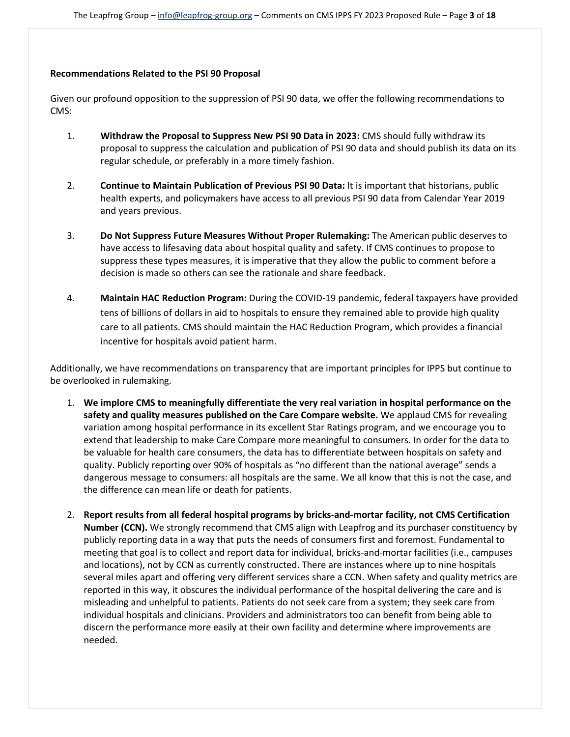**Recommendations Related to the PSI 90 Proposal**

Given our profound opposition to the suppression of PSI 90 data, we offer the following recommendations to CMS:

1. **Withdraw the Proposal to Suppress New PSI 90 Data in 2023:** CMS should fully withdraw its proposal to suppress the calculation and publication of PSI 90 data and should publish its data on its regular schedule, or preferably in a more timely fashion.

2. **Continue to Maintain Publication of Previous PSI 90 Data:** It is important that historians, public health experts, and policymakers have access to all previous PSI 90 data from Calendar Year 2019 and years previous.

3. **Do Not Suppress Future Measures Without Proper Rulemaking:** The American public deserves to have access to lifesaving data about hospital quality and safety. If CMS continues to propose to suppress these types measures, it is imperative that they allow the public to comment before a decision is made so others can see the rationale and share feedback.

4. **Maintain HAC Reduction Program:** During the COVID-19 pandemic, federal taxpayers have provided tens of billions of dollars in aid to hospitals to ensure they remained able to provide high quality care to all patients. CMS should maintain the HAC Reduction Program, which provides a financial incentive for hospitals avoid patient harm.

Additionally, we have recommendations on transparency that are important principles for IPPS but continue to be overlooked in rulemaking.

1. **We implore CMS to meaningfully differentiate the very real variation in hospital performance on the safety and quality measures published on the Care Compare website.** We applaud CMS for revealing variation among hospital performance in its excellent Star Ratings program, and we encourage you to extend that leadership to make Care Compare more meaningful to consumers. In order for the data to be valuable for health care consumers, the data has to differentiate between hospitals on safety and quality. Publicly reporting over 90% of hospitals as "no different than the national average" sends a dangerous message to consumers: all hospitals are the same. We all know that this is not the case, and the difference can mean life or death for patients.

2. **Report results from all federal hospital programs by bricks-and-mortar facility, not CMS Certification Number (CCN).** We strongly recommend that CMS align with Leapfrog and its purchaser constituency by publicly reporting data in a way that puts the needs of consumers first and foremost. Fundamental to meeting that goal is to collect and report data for individual, bricks-and-mortar facilities (i.e., campuses and locations), not by CCN as currently constructed. There are instances where up to nine hospitals several miles apart and offering very different services share a CCN. When safety and quality metrics are reported in this way, it obscures the individual performance of the hospital delivering the care and is misleading and unhelpful to patients. Patients do not seek care from a system; they seek care from individual hospitals and clinicians. Providers and administrators too can benefit from being able to discern the performance more easily at their own facility and determine where improvements are needed.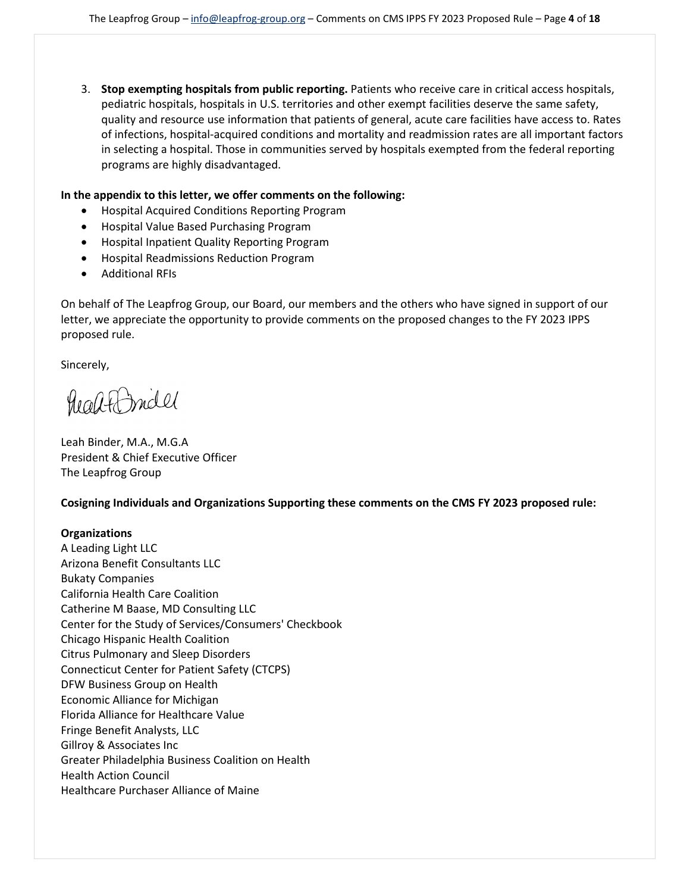3. **Stop exempting hospitals from public reporting.** Patients who receive care in critical access hospitals, pediatric hospitals, hospitals in U.S. territories and other exempt facilities deserve the same safety, quality and resource use information that patients of general, acute care facilities have access to. Rates of infections, hospital-acquired conditions and mortality and readmission rates are all important factors in selecting a hospital. Those in communities served by hospitals exempted from the federal reporting programs are highly disadvantaged.

**In the appendix to this letter, we offer comments on the following:**

- Hospital Acquired Conditions Reporting Program
- Hospital Value Based Purchasing Program
- Hospital Inpatient Quality Reporting Program
- Hospital Readmissions Reduction Program
- Additional RFIs

On behalf of The Leapfrog Group, our Board, our members and the others who have signed in support of our letter, we appreciate the opportunity to provide comments on the proposed changes to the FY 2023 IPPS proposed rule.

Sincerely,

Leah Binder, M.A., M.G.A
President & Chief Executive Officer
The Leapfrog Group

**Cosigning Individuals and Organizations Supporting these comments on the CMS FY 2023 proposed rule:**

**Organizations**

A Leading Light LLC
Arizona Benefit Consultants LLC
Bukaty Companies
California Health Care Coalition
Catherine M Baase, MD Consulting LLC
Center for the Study of Services/Consumers' Checkbook
Chicago Hispanic Health Coalition
Citrus Pulmonary and Sleep Disorders
Connecticut Center for Patient Safety (CTCPS)
DFW Business Group on Health
Economic Alliance for Michigan
Florida Alliance for Healthcare Value
Fringe Benefit Analysts, LLC
Gillroy & Associates Inc
Greater Philadelphia Business Coalition on Health
Health Action Council
Healthcare Purchaser Alliance of Maine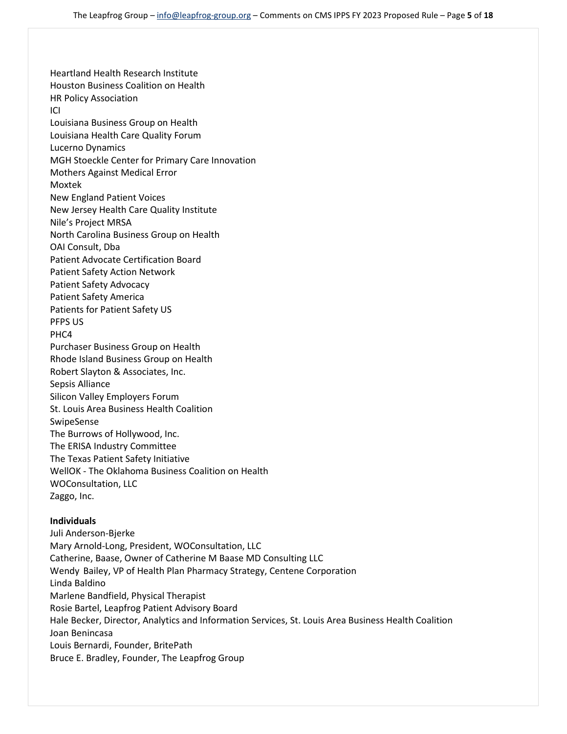Heartland Health Research Institute
Houston Business Coalition on Health
HR Policy Association
ICI
Louisiana Business Group on Health
Louisiana Health Care Quality Forum
Lucerno Dynamics
MGH Stoeckle Center for Primary Care Innovation
Mothers Against Medical Error
Moxtek
New England Patient Voices
New Jersey Health Care Quality Institute
Nile's Project MRSA
North Carolina Business Group on Health
OAI Consult, Dba
Patient Advocate Certification Board
Patient Safety Action Network
Patient Safety Advocacy
Patient Safety America
Patients for Patient Safety US
PFPS US
PHC4
Purchaser Business Group on Health
Rhode Island Business Group on Health
Robert Slayton & Associates, Inc.
Sepsis Alliance
Silicon Valley Employers Forum
St. Louis Area Business Health Coalition
SwipeSense
The Burrows of Hollywood, Inc.
The ERISA Industry Committee
The Texas Patient Safety Initiative
WellOK - The Oklahoma Business Coalition on Health
WOConsultation, LLC
Zaggo, Inc.

**Individuals**
Juli Anderson-Bjerke
Mary Arnold-Long, President, WOConsultation, LLC
Catherine, Baase, Owner of Catherine M Baase MD Consulting LLC
Wendy Bailey, VP of Health Plan Pharmacy Strategy, Centene Corporation
Linda Baldino
Marlene Bandfield, Physical Therapist
Rosie Bartel, Leapfrog Patient Advisory Board
Hale Becker, Director, Analytics and Information Services, St. Louis Area Business Health Coalition
Joan Benincasa
Louis Bernardi, Founder, BritePath
Bruce E. Bradley, Founder, The Leapfrog Group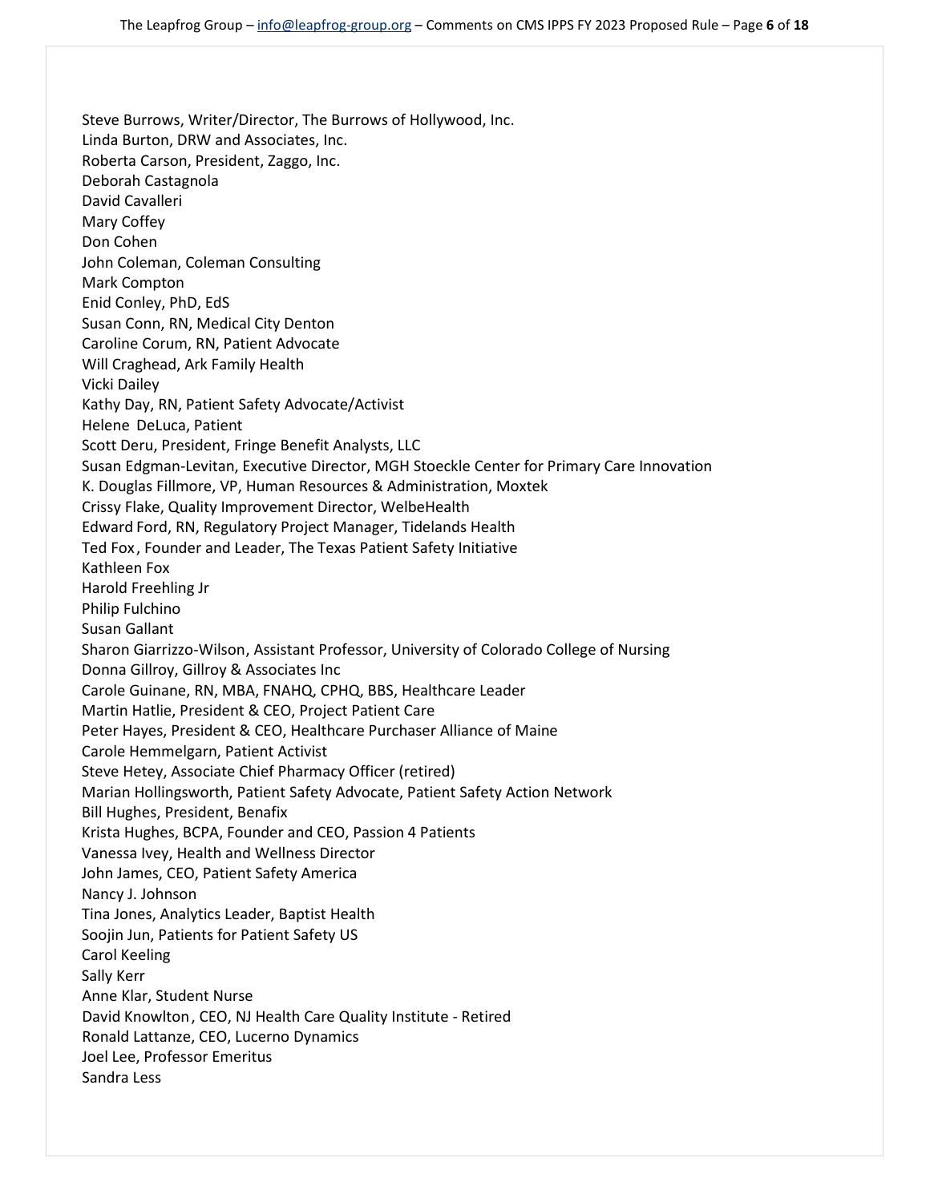Steve Burrows, Writer/Director, The Burrows of Hollywood, Inc.
Linda Burton, DRW and Associates, Inc.
Roberta Carson, President, Zaggo, Inc.
Deborah Castagnola
David Cavalleri
Mary Coffey
Don Cohen
John Coleman, Coleman Consulting
Mark Compton
Enid Conley, PhD, EdS
Susan Conn, RN, Medical City Denton
Caroline Corum, RN, Patient Advocate
Will Craghead, Ark Family Health
Vicki Dailey
Kathy Day, RN, Patient Safety Advocate/Activist
Helene DeLuca, Patient
Scott Deru, President, Fringe Benefit Analysts, LLC
Susan Edgman-Levitan, Executive Director, MGH Stoeckle Center for Primary Care Innovation
K. Douglas Fillmore, VP, Human Resources & Administration, Moxtek
Crissy Flake, Quality Improvement Director, WelbeHealth
Edward Ford, RN, Regulatory Project Manager, Tidelands Health
Ted Fox, Founder and Leader, The Texas Patient Safety Initiative
Kathleen Fox
Harold Freehling Jr
Philip Fulchino
Susan Gallant
Sharon Giarrizzo-Wilson, Assistant Professor, University of Colorado College of Nursing
Donna Gillroy, Gillroy & Associates Inc
Carole Guinane, RN, MBA, FNAHQ, CPHQ, BBS, Healthcare Leader
Martin Hatlie, President & CEO, Project Patient Care
Peter Hayes, President & CEO, Healthcare Purchaser Alliance of Maine
Carole Hemmelgarn, Patient Activist
Steve Hetey, Associate Chief Pharmacy Officer (retired)
Marian Hollingsworth, Patient Safety Advocate, Patient Safety Action Network
Bill Hughes, President, Benafix
Krista Hughes, BCPA, Founder and CEO, Passion 4 Patients
Vanessa Ivey, Health and Wellness Director
John James, CEO, Patient Safety America
Nancy J. Johnson
Tina Jones, Analytics Leader, Baptist Health
Soojin Jun, Patients for Patient Safety US
Carol Keeling
Sally Kerr
Anne Klar, Student Nurse
David Knowlton, CEO, NJ Health Care Quality Institute - Retired
Ronald Lattanze, CEO, Lucerno Dynamics
Joel Lee, Professor Emeritus
Sandra Less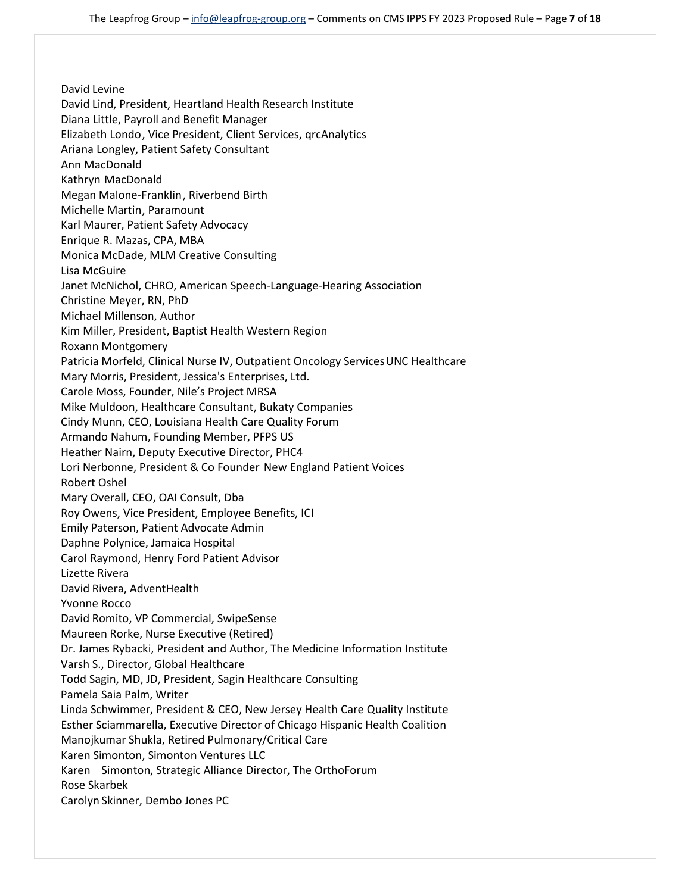David Levine
David Lind, President, Heartland Health Research Institute
Diana Little, Payroll and Benefit Manager
Elizabeth Londo, Vice President, Client Services, qrcAnalytics
Ariana Longley, Patient Safety Consultant
Ann MacDonald
Kathryn MacDonald
Megan Malone-Franklin, Riverbend Birth
Michelle Martin, Paramount
Karl Maurer, Patient Safety Advocacy
Enrique R. Mazas, CPA, MBA
Monica McDade, MLM Creative Consulting
Lisa McGuire
Janet McNichol, CHRO, American Speech-Language-Hearing Association
Christine Meyer, RN, PhD
Michael Millenson, Author
Kim Miller, President, Baptist Health Western Region
Roxann Montgomery
Patricia Morfeld, Clinical Nurse IV, Outpatient Oncology Services UNC Healthcare
Mary Morris, President, Jessica's Enterprises, Ltd.
Carole Moss, Founder, Nile's Project MRSA
Mike Muldoon, Healthcare Consultant, Bukaty Companies
Cindy Munn, CEO, Louisiana Health Care Quality Forum
Armando Nahum, Founding Member, PFPS US
Heather Nairn, Deputy Executive Director, PHC4
Lori Nerbonne, President & Co Founder New England Patient Voices
Robert Oshel
Mary Overall, CEO, OAI Consult, Dba
Roy Owens, Vice President, Employee Benefits, ICI
Emily Paterson, Patient Advocate Admin
Daphne Polynice, Jamaica Hospital
Carol Raymond, Henry Ford Patient Advisor
Lizette Rivera
David Rivera, AdventHealth
Yvonne Rocco
David Romito, VP Commercial, SwipeSense
Maureen Rorke, Nurse Executive (Retired)
Dr. James Rybacki, President and Author, The Medicine Information Institute
Varsh S., Director, Global Healthcare
Todd Sagin, MD, JD, President, Sagin Healthcare Consulting
Pamela Saia Palm, Writer
Linda Schwimmer, President & CEO, New Jersey Health Care Quality Institute
Esther Sciammarella, Executive Director of Chicago Hispanic Health Coalition
Manojkumar Shukla, Retired Pulmonary/Critical Care
Karen Simonton, Simonton Ventures LLC
Karen Simonton, Strategic Alliance Director, The OrthoForum
Rose Skarbek
Carolyn Skinner, Dembo Jones PC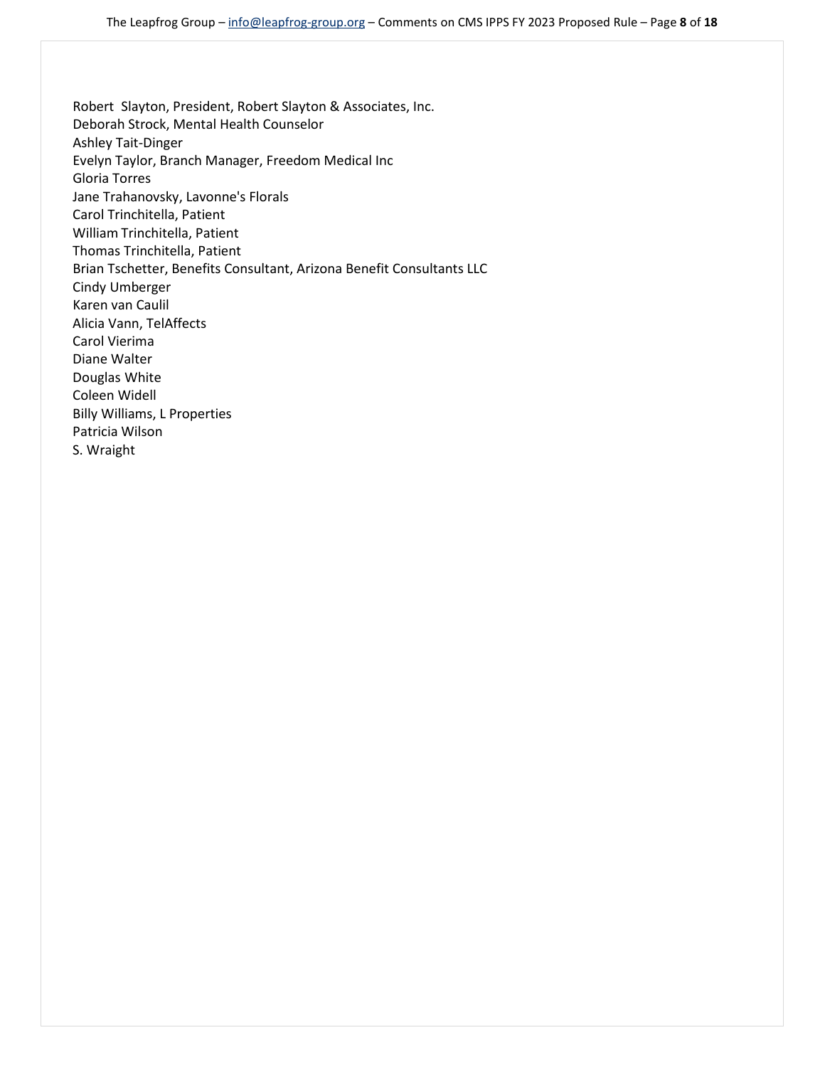Robert Slayton, President, Robert Slayton & Associates, Inc.
Deborah Strock, Mental Health Counselor
Ashley Tait-Dinger
Evelyn Taylor, Branch Manager, Freedom Medical Inc
Gloria Torres
Jane Trahanovsky, Lavonne's Florals
Carol Trinchitella, Patient
William Trinchitella, Patient
Thomas Trinchitella, Patient
Brian Tschetter, Benefits Consultant, Arizona Benefit Consultants LLC
Cindy Umberger
Karen van Caulil
Alicia Vann, TelAffects
Carol Vierima
Diane Walter
Douglas White
Coleen Widell
Billy Williams, L Properties
Patricia Wilson
S. Wraight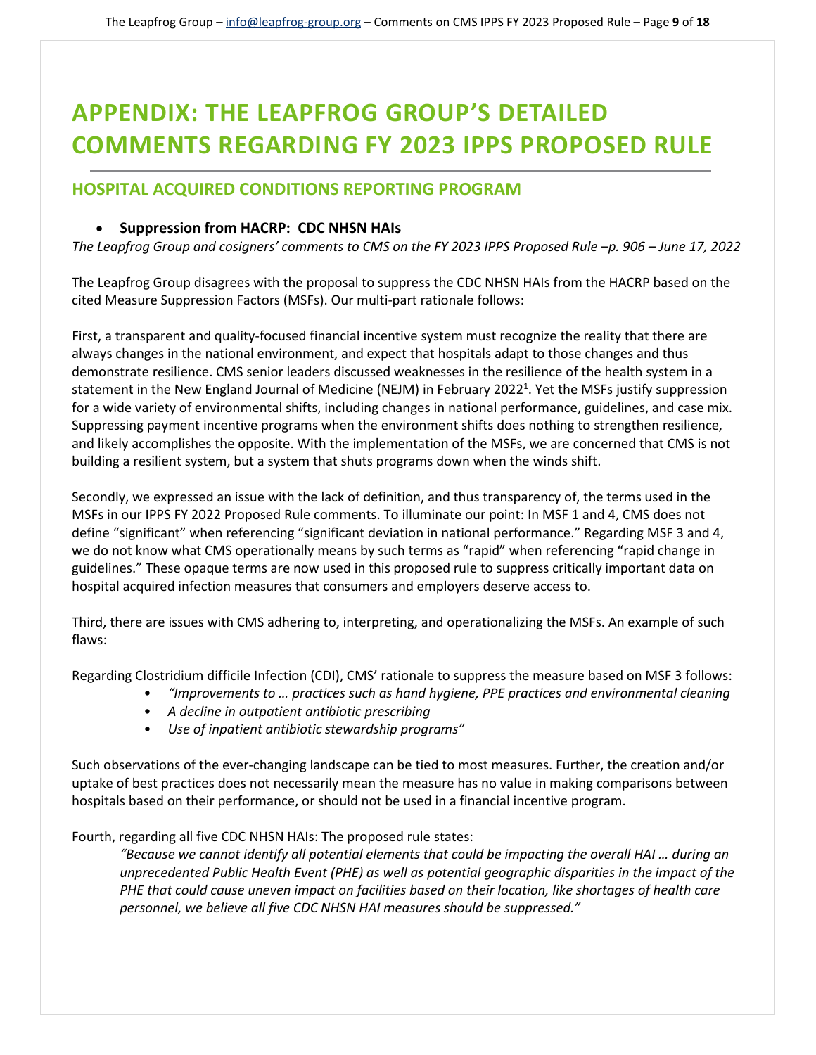# APPENDIX: THE LEAPFROG GROUP'S DETAILED COMMENTS REGARDING FY 2023 IPPS PROPOSED RULE

## HOSPITAL ACQUIRED CONDITIONS REPORTING PROGRAM

- **Suppression from HACRP: CDC NHSN HAIs**

*The Leapfrog Group and cosigners' comments to CMS on the FY 2023 IPPS Proposed Rule –p. 906 – June 17, 2022*

The Leapfrog Group disagrees with the proposal to suppress the CDC NHSN HAIs from the HACRP based on the cited Measure Suppression Factors (MSFs). Our multi-part rationale follows:

First, a transparent and quality-focused financial incentive system must recognize the reality that there are always changes in the national environment, and expect that hospitals adapt to those changes and thus demonstrate resilience. CMS senior leaders discussed weaknesses in the resilience of the health system in a statement in the New England Journal of Medicine (NEJM) in February 2022[1]. Yet the MSFs justify suppression for a wide variety of environmental shifts, including changes in national performance, guidelines, and case mix. Suppressing payment incentive programs when the environment shifts does nothing to strengthen resilience, and likely accomplishes the opposite. With the implementation of the MSFs, we are concerned that CMS is not building a resilient system, but a system that shuts programs down when the winds shift.

Secondly, we expressed an issue with the lack of definition, and thus transparency of, the terms used in the MSFs in our IPPS FY 2022 Proposed Rule comments. To illuminate our point: In MSF 1 and 4, CMS does not define "significant" when referencing "significant deviation in national performance." Regarding MSF 3 and 4, we do not know what CMS operationally means by such terms as "rapid" when referencing "rapid change in guidelines." These opaque terms are now used in this proposed rule to suppress critically important data on hospital acquired infection measures that consumers and employers deserve access to.

Third, there are issues with CMS adhering to, interpreting, and operationalizing the MSFs. An example of such flaws:

Regarding Clostridium difficile Infection (CDI), CMS' rationale to suppress the measure based on MSF 3 follows:

- *"Improvements to … practices such as hand hygiene, PPE practices and environmental cleaning*
- *A decline in outpatient antibiotic prescribing*
- *Use of inpatient antibiotic stewardship programs"*

Such observations of the ever-changing landscape can be tied to most measures. Further, the creation and/or uptake of best practices does not necessarily mean the measure has no value in making comparisons between hospitals based on their performance, or should not be used in a financial incentive program.

Fourth, regarding all five CDC NHSN HAIs: The proposed rule states:

> *"Because we cannot identify all potential elements that could be impacting the overall HAI … during an unprecedented Public Health Event (PHE) as well as potential geographic disparities in the impact of the PHE that could cause uneven impact on facilities based on their location, like shortages of health care personnel, we believe all five CDC NHSN HAI measures should be suppressed."*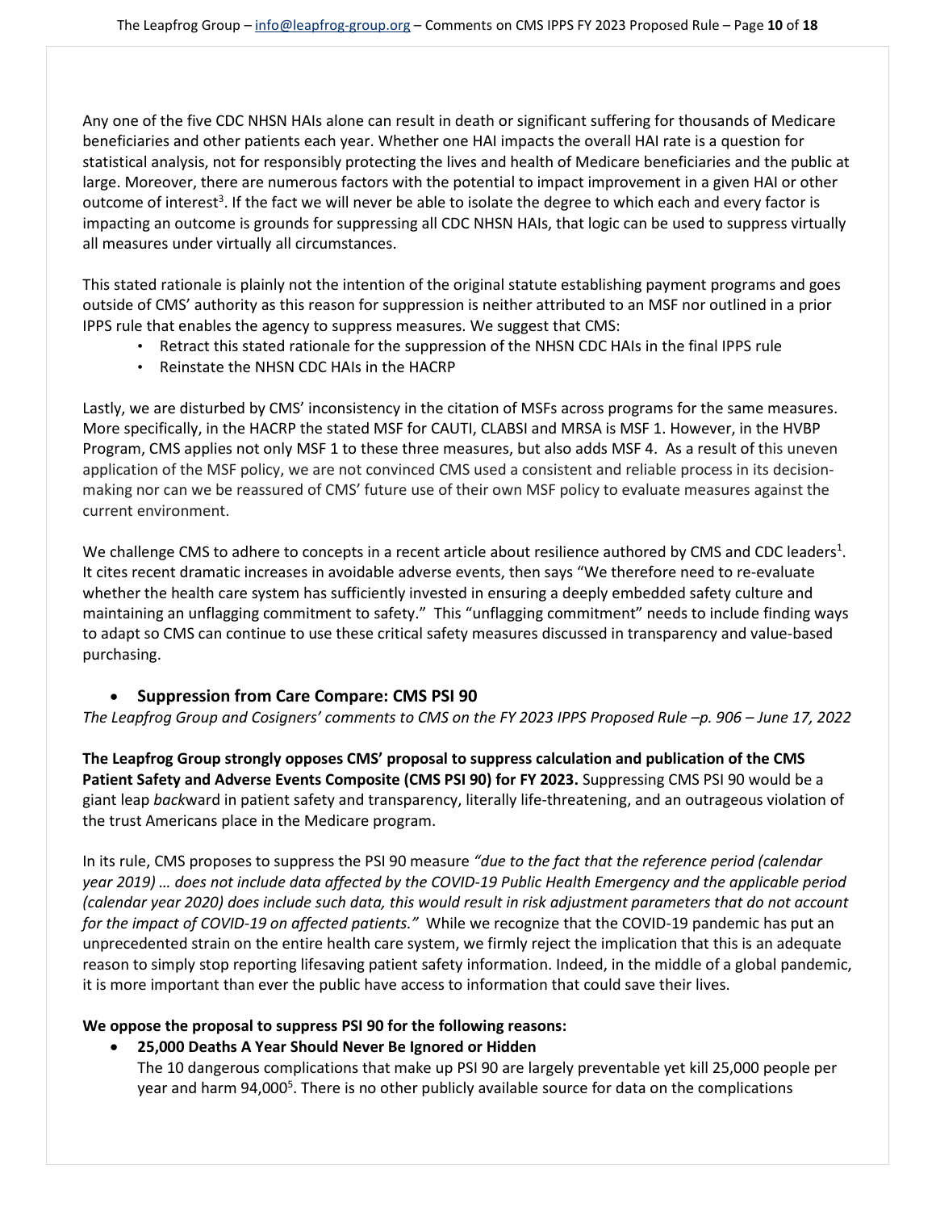Any one of the five CDC NHSN HAIs alone can result in death or significant suffering for thousands of Medicare beneficiaries and other patients each year. Whether one HAI impacts the overall HAI rate is a question for statistical analysis, not for responsibly protecting the lives and health of Medicare beneficiaries and the public at large. Moreover, there are numerous factors with the potential to impact improvement in a given HAI or other outcome of interest[3]. If the fact we will never be able to isolate the degree to which each and every factor is impacting an outcome is grounds for suppressing all CDC NHSN HAIs, that logic can be used to suppress virtually all measures under virtually all circumstances.

This stated rationale is plainly not the intention of the original statute establishing payment programs and goes outside of CMS' authority as this reason for suppression is neither attributed to an MSF nor outlined in a prior IPPS rule that enables the agency to suppress measures. We suggest that CMS:

- Retract this stated rationale for the suppression of the NHSN CDC HAIs in the final IPPS rule
- Reinstate the NHSN CDC HAIs in the HACRP

Lastly, we are disturbed by CMS' inconsistency in the citation of MSFs across programs for the same measures. More specifically, in the HACRP the stated MSF for CAUTI, CLABSI and MRSA is MSF 1. However, in the HVBP Program, CMS applies not only MSF 1 to these three measures, but also adds MSF 4. As a result of this uneven application of the MSF policy, we are not convinced CMS used a consistent and reliable process in its decision-making nor can we be reassured of CMS' future use of their own MSF policy to evaluate measures against the current environment.

We challenge CMS to adhere to concepts in a recent article about resilience authored by CMS and CDC leaders[1]. It cites recent dramatic increases in avoidable adverse events, then says "We therefore need to re-evaluate whether the health care system has sufficiently invested in ensuring a deeply embedded safety culture and maintaining an unflagging commitment to safety." This "unflagging commitment" needs to include finding ways to adapt so CMS can continue to use these critical safety measures discussed in transparency and value-based purchasing.

- **Suppression from Care Compare: CMS PSI 90**

*The Leapfrog Group and Cosigners' comments to CMS on the FY 2023 IPPS Proposed Rule –p. 906 – June 17, 2022*

**The Leapfrog Group strongly opposes CMS' proposal to suppress calculation and publication of the CMS Patient Safety and Adverse Events Composite (CMS PSI 90) for FY 2023.** Suppressing CMS PSI 90 would be a giant leap *back*ward in patient safety and transparency, literally life-threatening, and an outrageous violation of the trust Americans place in the Medicare program.

In its rule, CMS proposes to suppress the PSI 90 measure *"due to the fact that the reference period (calendar year 2019) … does not include data affected by the COVID-19 Public Health Emergency and the applicable period (calendar year 2020) does include such data, this would result in risk adjustment parameters that do not account for the impact of COVID-19 on affected patients."* While we recognize that the COVID-19 pandemic has put an unprecedented strain on the entire health care system, we firmly reject the implication that this is an adequate reason to simply stop reporting lifesaving patient safety information. Indeed, in the middle of a global pandemic, it is more important than ever the public have access to information that could save their lives.

**We oppose the proposal to suppress PSI 90 for the following reasons:**

- **25,000 Deaths A Year Should Never Be Ignored or Hidden**
  The 10 dangerous complications that make up PSI 90 are largely preventable yet kill 25,000 people per year and harm 94,000[5]. There is no other publicly available source for data on the complications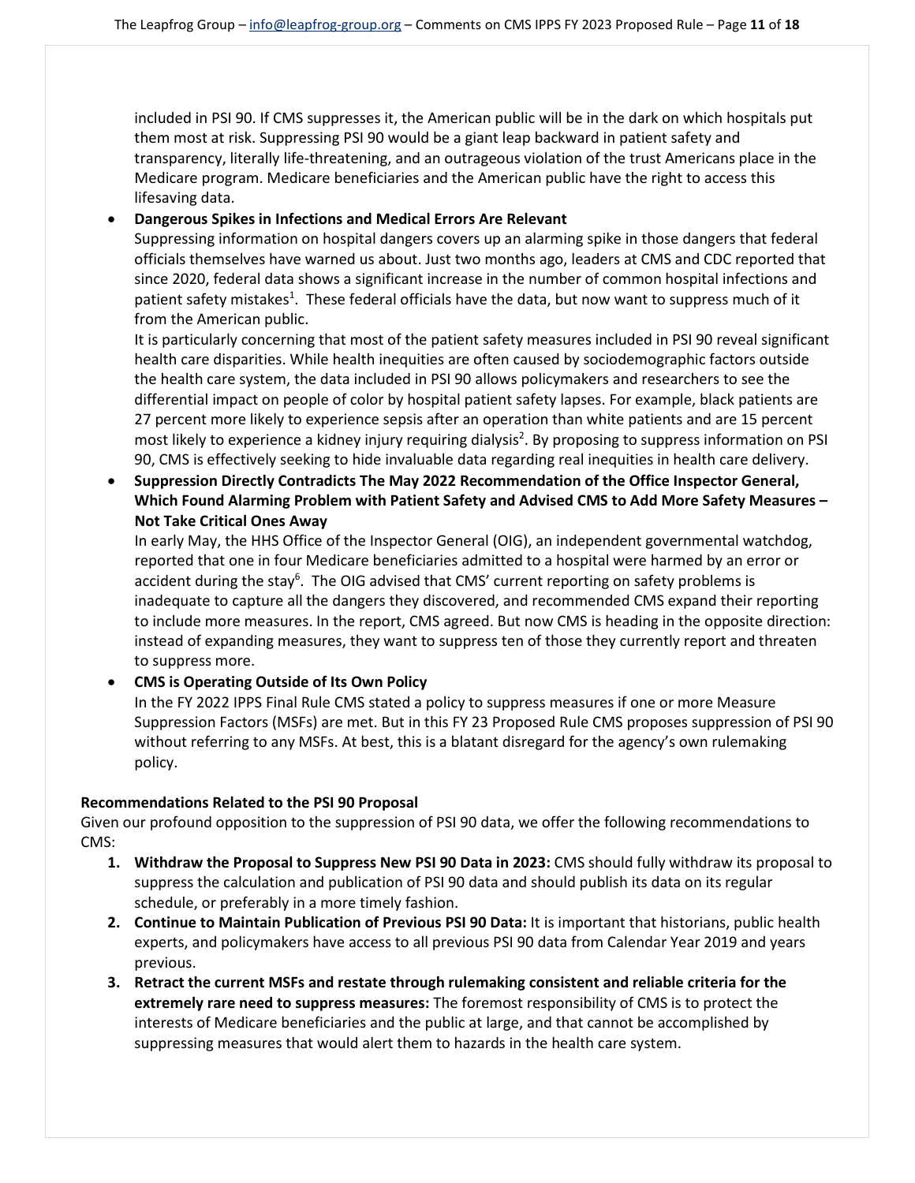included in PSI 90. If CMS suppresses it, the American public will be in the dark on which hospitals put them most at risk. Suppressing PSI 90 would be a giant leap backward in patient safety and transparency, literally life-threatening, and an outrageous violation of the trust Americans place in the Medicare program. Medicare beneficiaries and the American public have the right to access this lifesaving data.

- **Dangerous Spikes in Infections and Medical Errors Are Relevant**
  Suppressing information on hospital dangers covers up an alarming spike in those dangers that federal officials themselves have warned us about. Just two months ago, leaders at CMS and CDC reported that since 2020, federal data shows a significant increase in the number of common hospital infections and patient safety mistakes[1]. These federal officials have the data, but now want to suppress much of it from the American public.
  It is particularly concerning that most of the patient safety measures included in PSI 90 reveal significant health care disparities. While health inequities are often caused by sociodemographic factors outside the health care system, the data included in PSI 90 allows policymakers and researchers to see the differential impact on people of color by hospital patient safety lapses. For example, black patients are 27 percent more likely to experience sepsis after an operation than white patients and are 15 percent most likely to experience a kidney injury requiring dialysis[2]. By proposing to suppress information on PSI 90, CMS is effectively seeking to hide invaluable data regarding real inequities in health care delivery.
- **Suppression Directly Contradicts The May 2022 Recommendation of the Office Inspector General, Which Found Alarming Problem with Patient Safety and Advised CMS to Add More Safety Measures – Not Take Critical Ones Away**
  In early May, the HHS Office of the Inspector General (OIG), an independent governmental watchdog, reported that one in four Medicare beneficiaries admitted to a hospital were harmed by an error or accident during the stay[6]. The OIG advised that CMS' current reporting on safety problems is inadequate to capture all the dangers they discovered, and recommended CMS expand their reporting to include more measures. In the report, CMS agreed. But now CMS is heading in the opposite direction: instead of expanding measures, they want to suppress ten of those they currently report and threaten to suppress more.
- **CMS is Operating Outside of Its Own Policy**
  In the FY 2022 IPPS Final Rule CMS stated a policy to suppress measures if one or more Measure Suppression Factors (MSFs) are met. But in this FY 23 Proposed Rule CMS proposes suppression of PSI 90 without referring to any MSFs. At best, this is a blatant disregard for the agency's own rulemaking policy.

**Recommendations Related to the PSI 90 Proposal**

Given our profound opposition to the suppression of PSI 90 data, we offer the following recommendations to CMS:

1. **Withdraw the Proposal to Suppress New PSI 90 Data in 2023:** CMS should fully withdraw its proposal to suppress the calculation and publication of PSI 90 data and should publish its data on its regular schedule, or preferably in a more timely fashion.
2. **Continue to Maintain Publication of Previous PSI 90 Data:** It is important that historians, public health experts, and policymakers have access to all previous PSI 90 data from Calendar Year 2019 and years previous.
3. **Retract the current MSFs and restate through rulemaking consistent and reliable criteria for the extremely rare need to suppress measures:** The foremost responsibility of CMS is to protect the interests of Medicare beneficiaries and the public at large, and that cannot be accomplished by suppressing measures that would alert them to hazards in the health care system.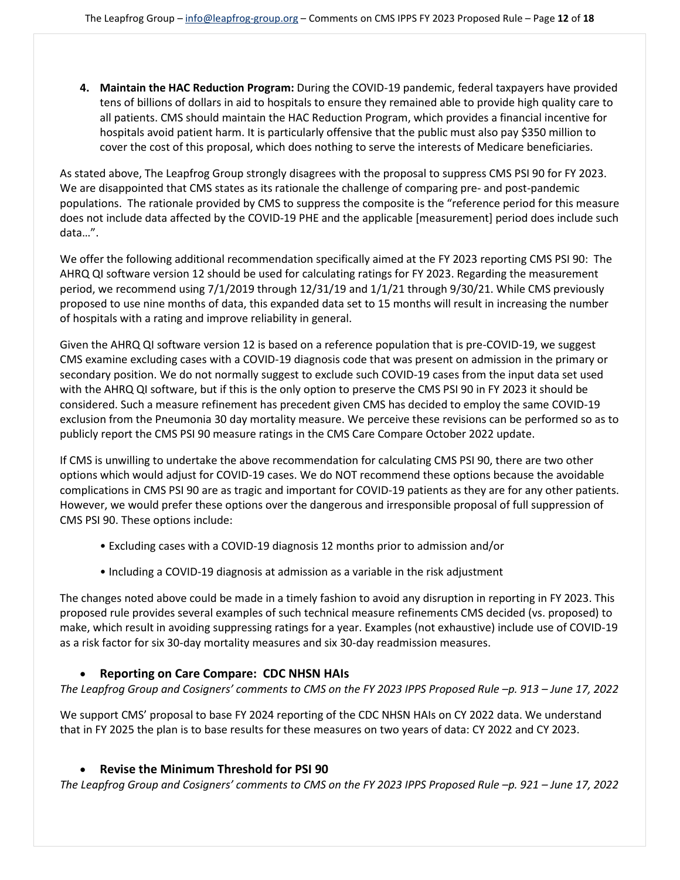4. **Maintain the HAC Reduction Program:** During the COVID-19 pandemic, federal taxpayers have provided tens of billions of dollars in aid to hospitals to ensure they remained able to provide high quality care to all patients. CMS should maintain the HAC Reduction Program, which provides a financial incentive for hospitals avoid patient harm. It is particularly offensive that the public must also pay $350 million to cover the cost of this proposal, which does nothing to serve the interests of Medicare beneficiaries.

As stated above, The Leapfrog Group strongly disagrees with the proposal to suppress CMS PSI 90 for FY 2023. We are disappointed that CMS states as its rationale the challenge of comparing pre- and post-pandemic populations. The rationale provided by CMS to suppress the composite is the "reference period for this measure does not include data affected by the COVID-19 PHE and the applicable [measurement] period does include such data…".

We offer the following additional recommendation specifically aimed at the FY 2023 reporting CMS PSI 90: The AHRQ QI software version 12 should be used for calculating ratings for FY 2023. Regarding the measurement period, we recommend using 7/1/2019 through 12/31/19 and 1/1/21 through 9/30/21. While CMS previously proposed to use nine months of data, this expanded data set to 15 months will result in increasing the number of hospitals with a rating and improve reliability in general.

Given the AHRQ QI software version 12 is based on a reference population that is pre-COVID-19, we suggest CMS examine excluding cases with a COVID-19 diagnosis code that was present on admission in the primary or secondary position. We do not normally suggest to exclude such COVID-19 cases from the input data set used with the AHRQ QI software, but if this is the only option to preserve the CMS PSI 90 in FY 2023 it should be considered. Such a measure refinement has precedent given CMS has decided to employ the same COVID-19 exclusion from the Pneumonia 30 day mortality measure. We perceive these revisions can be performed so as to publicly report the CMS PSI 90 measure ratings in the CMS Care Compare October 2022 update.

If CMS is unwilling to undertake the above recommendation for calculating CMS PSI 90, there are two other options which would adjust for COVID-19 cases. We do NOT recommend these options because the avoidable complications in CMS PSI 90 are as tragic and important for COVID-19 patients as they are for any other patients. However, we would prefer these options over the dangerous and irresponsible proposal of full suppression of CMS PSI 90. These options include:

- Excluding cases with a COVID-19 diagnosis 12 months prior to admission and/or
- Including a COVID-19 diagnosis at admission as a variable in the risk adjustment

The changes noted above could be made in a timely fashion to avoid any disruption in reporting in FY 2023. This proposed rule provides several examples of such technical measure refinements CMS decided (vs. proposed) to make, which result in avoiding suppressing ratings for a year. Examples (not exhaustive) include use of COVID-19 as a risk factor for six 30-day mortality measures and six 30-day readmission measures.

- **Reporting on Care Compare: CDC NHSN HAIs**

*The Leapfrog Group and Cosigners' comments to CMS on the FY 2023 IPPS Proposed Rule –p. 913 – June 17, 2022*

We support CMS' proposal to base FY 2024 reporting of the CDC NHSN HAIs on CY 2022 data. We understand that in FY 2025 the plan is to base results for these measures on two years of data: CY 2022 and CY 2023.

- **Revise the Minimum Threshold for PSI 90**

*The Leapfrog Group and Cosigners' comments to CMS on the FY 2023 IPPS Proposed Rule –p. 921 – June 17, 2022*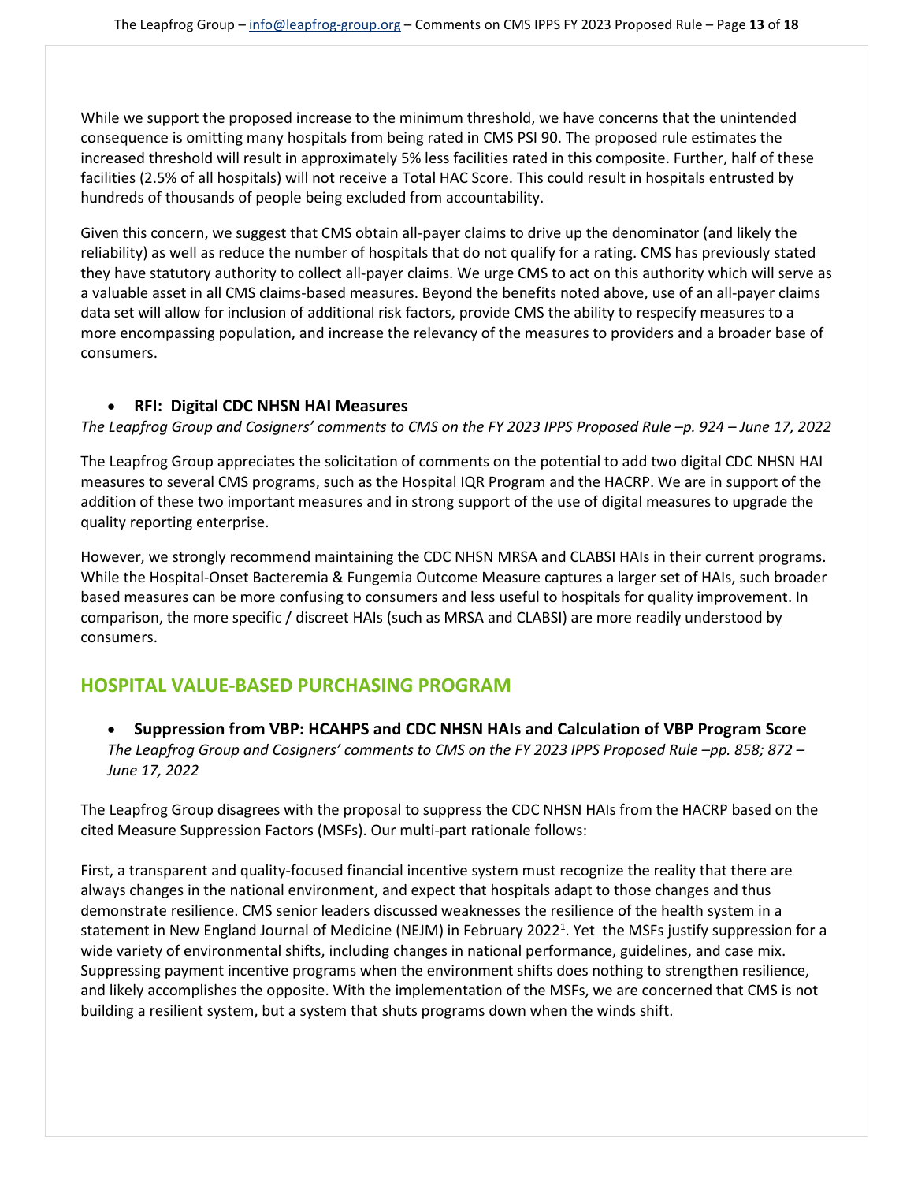While we support the proposed increase to the minimum threshold, we have concerns that the unintended consequence is omitting many hospitals from being rated in CMS PSI 90. The proposed rule estimates the increased threshold will result in approximately 5% less facilities rated in this composite. Further, half of these facilities (2.5% of all hospitals) will not receive a Total HAC Score. This could result in hospitals entrusted by hundreds of thousands of people being excluded from accountability.

Given this concern, we suggest that CMS obtain all-payer claims to drive up the denominator (and likely the reliability) as well as reduce the number of hospitals that do not qualify for a rating. CMS has previously stated they have statutory authority to collect all-payer claims. We urge CMS to act on this authority which will serve as a valuable asset in all CMS claims-based measures. Beyond the benefits noted above, use of an all-payer claims data set will allow for inclusion of additional risk factors, provide CMS the ability to respecify measures to a more encompassing population, and increase the relevancy of the measures to providers and a broader base of consumers.

- **RFI: Digital CDC NHSN HAI Measures**

*The Leapfrog Group and Cosigners' comments to CMS on the FY 2023 IPPS Proposed Rule –p. 924 – June 17, 2022*

The Leapfrog Group appreciates the solicitation of comments on the potential to add two digital CDC NHSN HAI measures to several CMS programs, such as the Hospital IQR Program and the HACRP. We are in support of the addition of these two important measures and in strong support of the use of digital measures to upgrade the quality reporting enterprise.

However, we strongly recommend maintaining the CDC NHSN MRSA and CLABSI HAIs in their current programs. While the Hospital-Onset Bacteremia & Fungemia Outcome Measure captures a larger set of HAIs, such broader based measures can be more confusing to consumers and less useful to hospitals for quality improvement. In comparison, the more specific / discreet HAIs (such as MRSA and CLABSI) are more readily understood by consumers.

## HOSPITAL VALUE-BASED PURCHASING PROGRAM

- **Suppression from VBP: HCAHPS and CDC NHSN HAIs and Calculation of VBP Program Score**

  *The Leapfrog Group and Cosigners' comments to CMS on the FY 2023 IPPS Proposed Rule –pp. 858; 872 – June 17, 2022*

The Leapfrog Group disagrees with the proposal to suppress the CDC NHSN HAIs from the HACRP based on the cited Measure Suppression Factors (MSFs). Our multi-part rationale follows:

First, a transparent and quality-focused financial incentive system must recognize the reality that there are always changes in the national environment, and expect that hospitals adapt to those changes and thus demonstrate resilience. CMS senior leaders discussed weaknesses the resilience of the health system in a statement in New England Journal of Medicine (NEJM) in February 2022[1]. Yet the MSFs justify suppression for a wide variety of environmental shifts, including changes in national performance, guidelines, and case mix. Suppressing payment incentive programs when the environment shifts does nothing to strengthen resilience, and likely accomplishes the opposite. With the implementation of the MSFs, we are concerned that CMS is not building a resilient system, but a system that shuts programs down when the winds shift.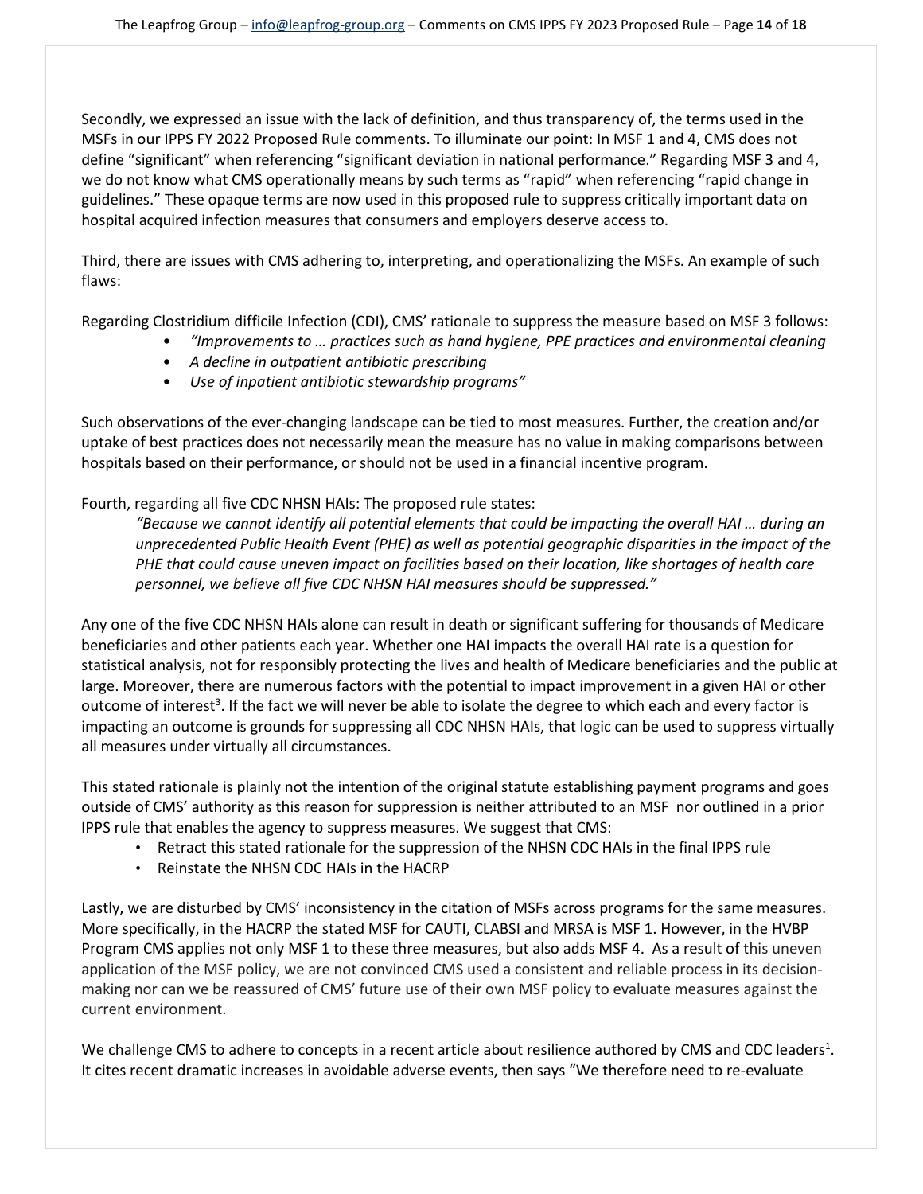Secondly, we expressed an issue with the lack of definition, and thus transparency of, the terms used in the MSFs in our IPPS FY 2022 Proposed Rule comments. To illuminate our point: In MSF 1 and 4, CMS does not define "significant" when referencing "significant deviation in national performance." Regarding MSF 3 and 4, we do not know what CMS operationally means by such terms as "rapid" when referencing "rapid change in guidelines." These opaque terms are now used in this proposed rule to suppress critically important data on hospital acquired infection measures that consumers and employers deserve access to.

Third, there are issues with CMS adhering to, interpreting, and operationalizing the MSFs. An example of such flaws:

Regarding Clostridium difficile Infection (CDI), CMS' rationale to suppress the measure based on MSF 3 follows:

- *"Improvements to … practices such as hand hygiene, PPE practices and environmental cleaning*
- *A decline in outpatient antibiotic prescribing*
- *Use of inpatient antibiotic stewardship programs"*

Such observations of the ever-changing landscape can be tied to most measures. Further, the creation and/or uptake of best practices does not necessarily mean the measure has no value in making comparisons between hospitals based on their performance, or should not be used in a financial incentive program.

Fourth, regarding all five CDC NHSN HAIs: The proposed rule states:

> *"Because we cannot identify all potential elements that could be impacting the overall HAI … during an unprecedented Public Health Event (PHE) as well as potential geographic disparities in the impact of the PHE that could cause uneven impact on facilities based on their location, like shortages of health care personnel, we believe all five CDC NHSN HAI measures should be suppressed."*

Any one of the five CDC NHSN HAIs alone can result in death or significant suffering for thousands of Medicare beneficiaries and other patients each year. Whether one HAI impacts the overall HAI rate is a question for statistical analysis, not for responsibly protecting the lives and health of Medicare beneficiaries and the public at large. Moreover, there are numerous factors with the potential to impact improvement in a given HAI or other outcome of interest[3]. If the fact we will never be able to isolate the degree to which each and every factor is impacting an outcome is grounds for suppressing all CDC NHSN HAIs, that logic can be used to suppress virtually all measures under virtually all circumstances.

This stated rationale is plainly not the intention of the original statute establishing payment programs and goes outside of CMS' authority as this reason for suppression is neither attributed to an MSF nor outlined in a prior IPPS rule that enables the agency to suppress measures. We suggest that CMS:

- Retract this stated rationale for the suppression of the NHSN CDC HAIs in the final IPPS rule
- Reinstate the NHSN CDC HAIs in the HACRP

Lastly, we are disturbed by CMS' inconsistency in the citation of MSFs across programs for the same measures. More specifically, in the HACRP the stated MSF for CAUTI, CLABSI and MRSA is MSF 1. However, in the HVBP Program CMS applies not only MSF 1 to these three measures, but also adds MSF 4. As a result of this uneven application of the MSF policy, we are not convinced CMS used a consistent and reliable process in its decision-making nor can we be reassured of CMS' future use of their own MSF policy to evaluate measures against the current environment.

We challenge CMS to adhere to concepts in a recent article about resilience authored by CMS and CDC leaders[1]. It cites recent dramatic increases in avoidable adverse events, then says "We therefore need to re-evaluate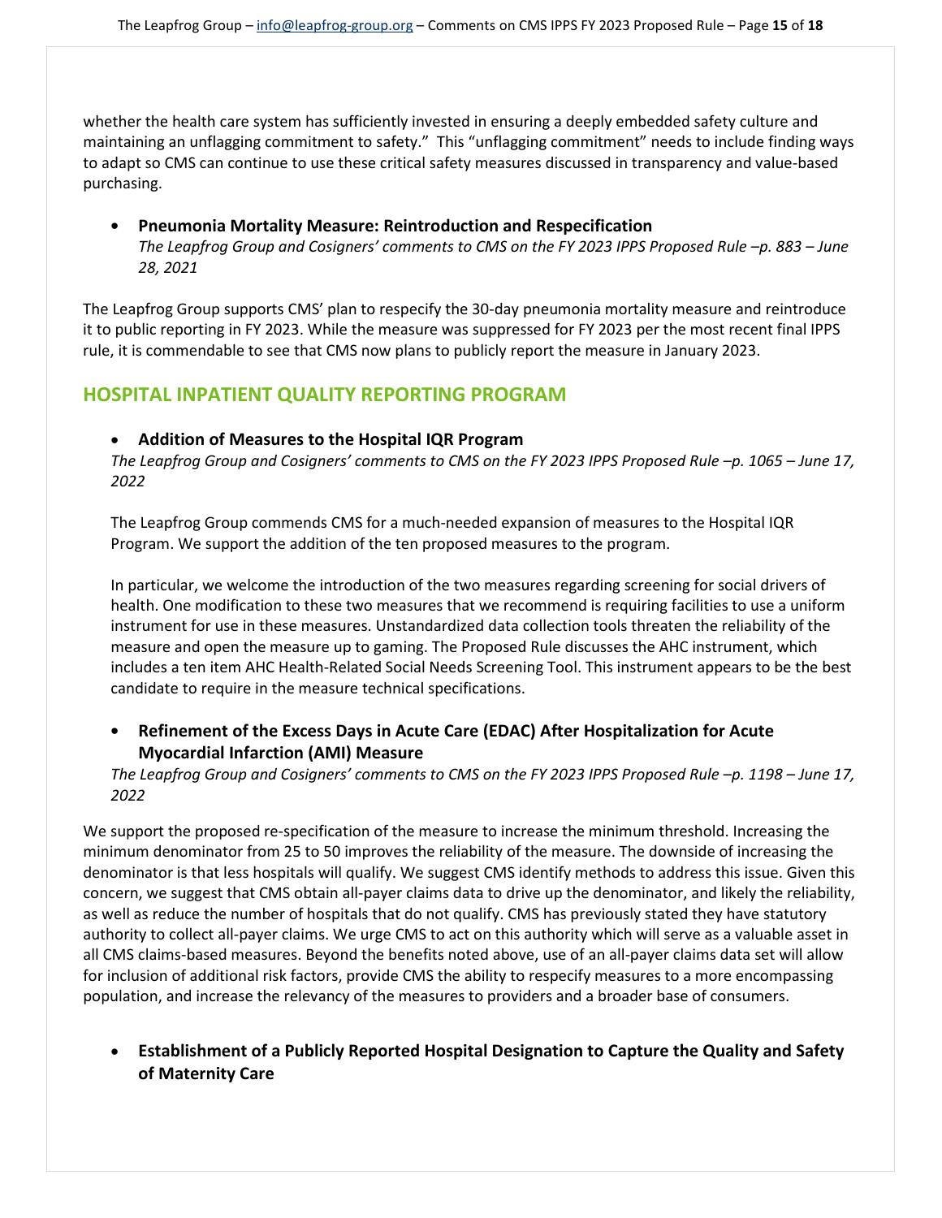whether the health care system has sufficiently invested in ensuring a deeply embedded safety culture and maintaining an unflagging commitment to safety." This "unflagging commitment" needs to include finding ways to adapt so CMS can continue to use these critical safety measures discussed in transparency and value-based purchasing.

- **Pneumonia Mortality Measure: Reintroduction and Respecification**
  *The Leapfrog Group and Cosigners' comments to CMS on the FY 2023 IPPS Proposed Rule –p. 883 – June 28, 2021*

The Leapfrog Group supports CMS' plan to respecify the 30-day pneumonia mortality measure and reintroduce it to public reporting in FY 2023. While the measure was suppressed for FY 2023 per the most recent final IPPS rule, it is commendable to see that CMS now plans to publicly report the measure in January 2023.

## HOSPITAL INPATIENT QUALITY REPORTING PROGRAM

- **Addition of Measures to the Hospital IQR Program**

  *The Leapfrog Group and Cosigners' comments to CMS on the FY 2023 IPPS Proposed Rule –p. 1065 – June 17, 2022*

  The Leapfrog Group commends CMS for a much-needed expansion of measures to the Hospital IQR Program. We support the addition of the ten proposed measures to the program.

  In particular, we welcome the introduction of the two measures regarding screening for social drivers of health. One modification to these two measures that we recommend is requiring facilities to use a uniform instrument for use in these measures. Unstandardized data collection tools threaten the reliability of the measure and open the measure up to gaming. The Proposed Rule discusses the AHC instrument, which includes a ten item AHC Health-Related Social Needs Screening Tool. This instrument appears to be the best candidate to require in the measure technical specifications.

- **Refinement of the Excess Days in Acute Care (EDAC) After Hospitalization for Acute Myocardial Infarction (AMI) Measure**

  *The Leapfrog Group and Cosigners' comments to CMS on the FY 2023 IPPS Proposed Rule –p. 1198 – June 17, 2022*

We support the proposed re-specification of the measure to increase the minimum threshold. Increasing the minimum denominator from 25 to 50 improves the reliability of the measure. The downside of increasing the denominator is that less hospitals will qualify. We suggest CMS identify methods to address this issue. Given this concern, we suggest that CMS obtain all-payer claims data to drive up the denominator, and likely the reliability, as well as reduce the number of hospitals that do not qualify. CMS has previously stated they have statutory authority to collect all-payer claims. We urge CMS to act on this authority which will serve as a valuable asset in all CMS claims-based measures. Beyond the benefits noted above, use of an all-payer claims data set will allow for inclusion of additional risk factors, provide CMS the ability to respecify measures to a more encompassing population, and increase the relevancy of the measures to providers and a broader base of consumers.

- **Establishment of a Publicly Reported Hospital Designation to Capture the Quality and Safety of Maternity Care**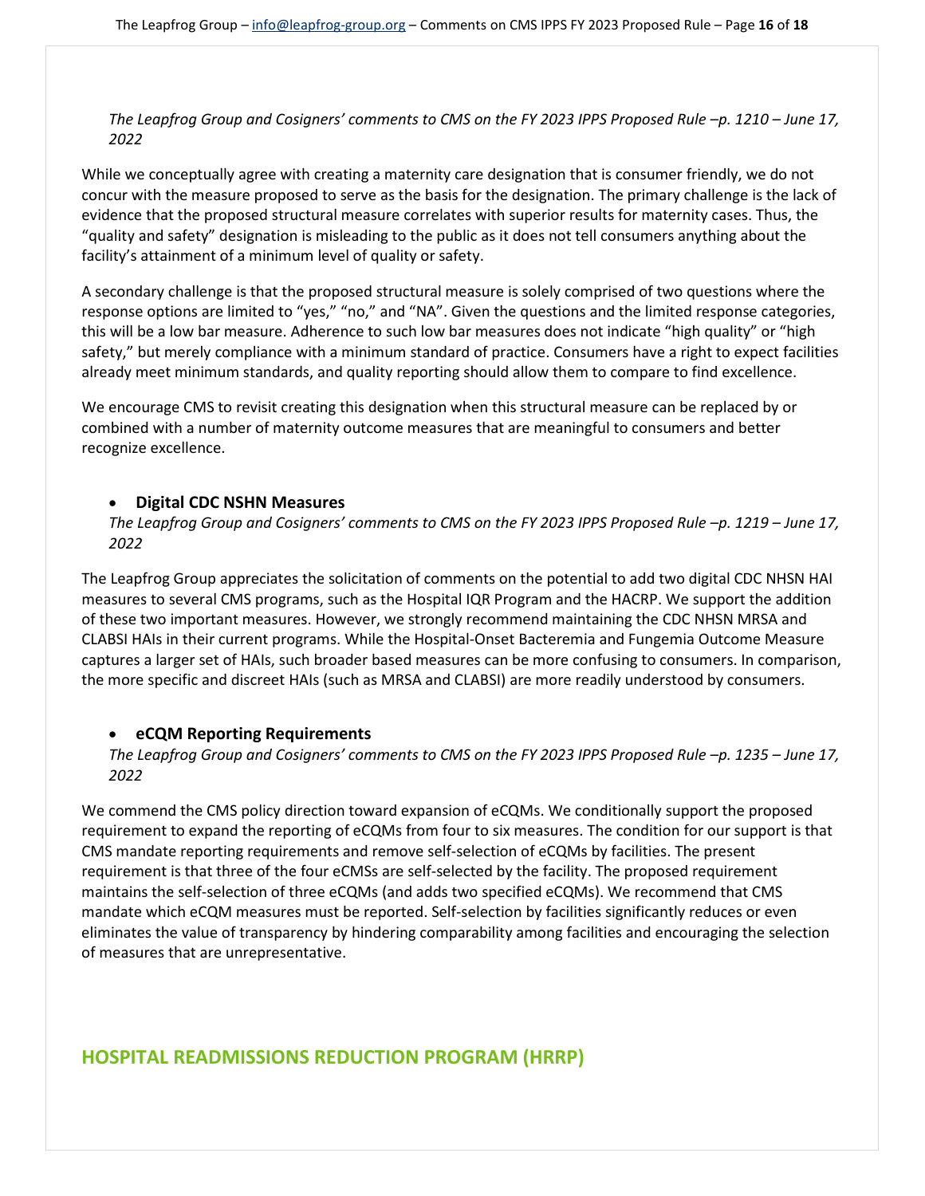*The Leapfrog Group and Cosigners' comments to CMS on the FY 2023 IPPS Proposed Rule –p. 1210 – June 17, 2022*

While we conceptually agree with creating a maternity care designation that is consumer friendly, we do not concur with the measure proposed to serve as the basis for the designation. The primary challenge is the lack of evidence that the proposed structural measure correlates with superior results for maternity cases. Thus, the "quality and safety" designation is misleading to the public as it does not tell consumers anything about the facility's attainment of a minimum level of quality or safety.

A secondary challenge is that the proposed structural measure is solely comprised of two questions where the response options are limited to "yes," "no," and "NA". Given the questions and the limited response categories, this will be a low bar measure. Adherence to such low bar measures does not indicate "high quality" or "high safety," but merely compliance with a minimum standard of practice. Consumers have a right to expect facilities already meet minimum standards, and quality reporting should allow them to compare to find excellence.

We encourage CMS to revisit creating this designation when this structural measure can be replaced by or combined with a number of maternity outcome measures that are meaningful to consumers and better recognize excellence.

- **Digital CDC NSHN Measures**
  *The Leapfrog Group and Cosigners' comments to CMS on the FY 2023 IPPS Proposed Rule –p. 1219 – June 17, 2022*

The Leapfrog Group appreciates the solicitation of comments on the potential to add two digital CDC NHSN HAI measures to several CMS programs, such as the Hospital IQR Program and the HACRP. We support the addition of these two important measures. However, we strongly recommend maintaining the CDC NHSN MRSA and CLABSI HAIs in their current programs. While the Hospital-Onset Bacteremia and Fungemia Outcome Measure captures a larger set of HAIs, such broader based measures can be more confusing to consumers. In comparison, the more specific and discreet HAIs (such as MRSA and CLABSI) are more readily understood by consumers.

- **eCQM Reporting Requirements**
  *The Leapfrog Group and Cosigners' comments to CMS on the FY 2023 IPPS Proposed Rule –p. 1235 – June 17, 2022*

We commend the CMS policy direction toward expansion of eCQMs. We conditionally support the proposed requirement to expand the reporting of eCQMs from four to six measures. The condition for our support is that CMS mandate reporting requirements and remove self-selection of eCQMs by facilities. The present requirement is that three of the four eCMSs are self-selected by the facility. The proposed requirement maintains the self-selection of three eCQMs (and adds two specified eCQMs). We recommend that CMS mandate which eCQM measures must be reported. Self-selection by facilities significantly reduces or even eliminates the value of transparency by hindering comparability among facilities and encouraging the selection of measures that are unrepresentative.

## HOSPITAL READMISSIONS REDUCTION PROGRAM (HRRP)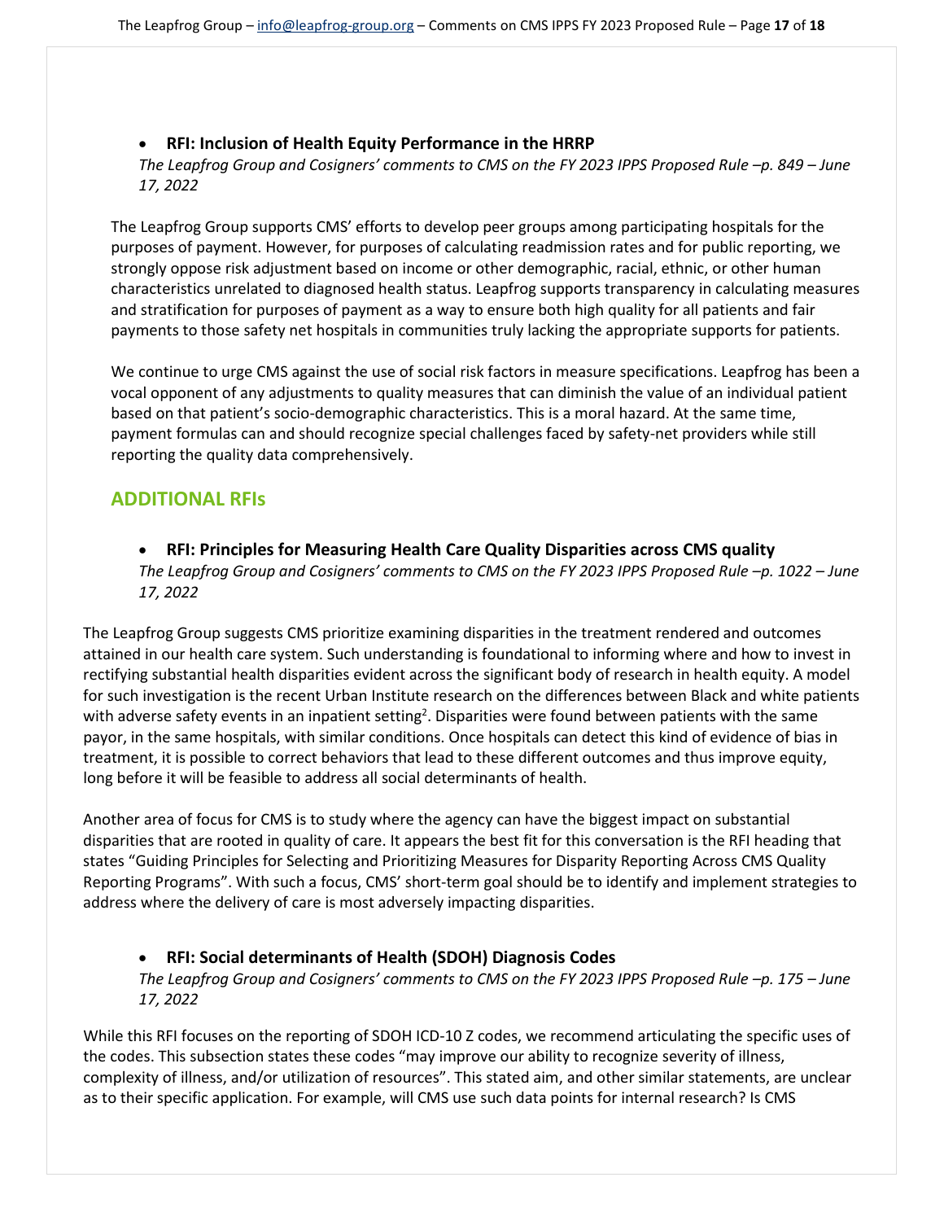- **RFI: Inclusion of Health Equity Performance in the HRRP**
  *The Leapfrog Group and Cosigners' comments to CMS on the FY 2023 IPPS Proposed Rule –p. 849 – June 17, 2022*

The Leapfrog Group supports CMS' efforts to develop peer groups among participating hospitals for the purposes of payment. However, for purposes of calculating readmission rates and for public reporting, we strongly oppose risk adjustment based on income or other demographic, racial, ethnic, or other human characteristics unrelated to diagnosed health status. Leapfrog supports transparency in calculating measures and stratification for purposes of payment as a way to ensure both high quality for all patients and fair payments to those safety net hospitals in communities truly lacking the appropriate supports for patients.

We continue to urge CMS against the use of social risk factors in measure specifications. Leapfrog has been a vocal opponent of any adjustments to quality measures that can diminish the value of an individual patient based on that patient's socio-demographic characteristics. This is a moral hazard. At the same time, payment formulas can and should recognize special challenges faced by safety-net providers while still reporting the quality data comprehensively.

## ADDITIONAL RFIs

- **RFI: Principles for Measuring Health Care Quality Disparities across CMS quality**
  *The Leapfrog Group and Cosigners' comments to CMS on the FY 2023 IPPS Proposed Rule –p. 1022 – June 17, 2022*

The Leapfrog Group suggests CMS prioritize examining disparities in the treatment rendered and outcomes attained in our health care system. Such understanding is foundational to informing where and how to invest in rectifying substantial health disparities evident across the significant body of research in health equity. A model for such investigation is the recent Urban Institute research on the differences between Black and white patients with adverse safety events in an inpatient setting[2]. Disparities were found between patients with the same payor, in the same hospitals, with similar conditions. Once hospitals can detect this kind of evidence of bias in treatment, it is possible to correct behaviors that lead to these different outcomes and thus improve equity, long before it will be feasible to address all social determinants of health.

Another area of focus for CMS is to study where the agency can have the biggest impact on substantial disparities that are rooted in quality of care. It appears the best fit for this conversation is the RFI heading that states "Guiding Principles for Selecting and Prioritizing Measures for Disparity Reporting Across CMS Quality Reporting Programs". With such a focus, CMS' short-term goal should be to identify and implement strategies to address where the delivery of care is most adversely impacting disparities.

- **RFI: Social determinants of Health (SDOH) Diagnosis Codes**
  *The Leapfrog Group and Cosigners' comments to CMS on the FY 2023 IPPS Proposed Rule –p. 175 – June 17, 2022*

While this RFI focuses on the reporting of SDOH ICD-10 Z codes, we recommend articulating the specific uses of the codes. This subsection states these codes "may improve our ability to recognize severity of illness, complexity of illness, and/or utilization of resources". This stated aim, and other similar statements, are unclear as to their specific application. For example, will CMS use such data points for internal research? Is CMS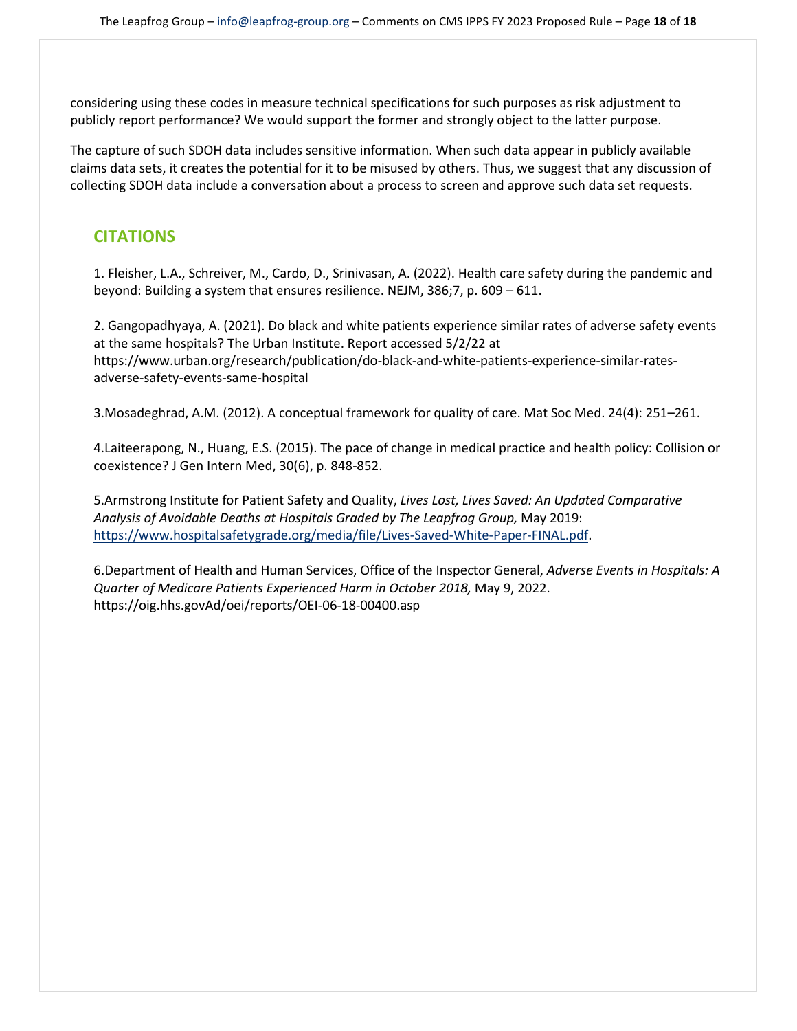considering using these codes in measure technical specifications for such purposes as risk adjustment to publicly report performance? We would support the former and strongly object to the latter purpose.

The capture of such SDOH data includes sensitive information. When such data appear in publicly available claims data sets, it creates the potential for it to be misused by others. Thus, we suggest that any discussion of collecting SDOH data include a conversation about a process to screen and approve such data set requests.

## CITATIONS

1. Fleisher, L.A., Schreiver, M., Cardo, D., Srinivasan, A. (2022). Health care safety during the pandemic and beyond: Building a system that ensures resilience. NEJM, 386;7, p. 609 – 611.

2. Gangopadhyaya, A. (2021). Do black and white patients experience similar rates of adverse safety events at the same hospitals? The Urban Institute. Report accessed 5/2/22 at https://www.urban.org/research/publication/do-black-and-white-patients-experience-similar-rates-adverse-safety-events-same-hospital

3.Mosadeghrad, A.M. (2012). A conceptual framework for quality of care. Mat Soc Med. 24(4): 251–261.

4.Laiteerapong, N., Huang, E.S. (2015). The pace of change in medical practice and health policy: Collision or coexistence? J Gen Intern Med, 30(6), p. 848-852.

5.Armstrong Institute for Patient Safety and Quality, *Lives Lost, Lives Saved: An Updated Comparative Analysis of Avoidable Deaths at Hospitals Graded by The Leapfrog Group,* May 2019: [https://www.hospitalsafetygrade.org/media/file/Lives-Saved-White-Paper-FINAL.pdf](https://www.hospitalsafetygrade.org/media/file/Lives-Saved-White-Paper-FINAL.pdf).

6.Department of Health and Human Services, Office of the Inspector General, *Adverse Events in Hospitals: A Quarter of Medicare Patients Experienced Harm in October 2018,* May 9, 2022. https://oig.hhs.govAd/oei/reports/OEI-06-18-00400.asp